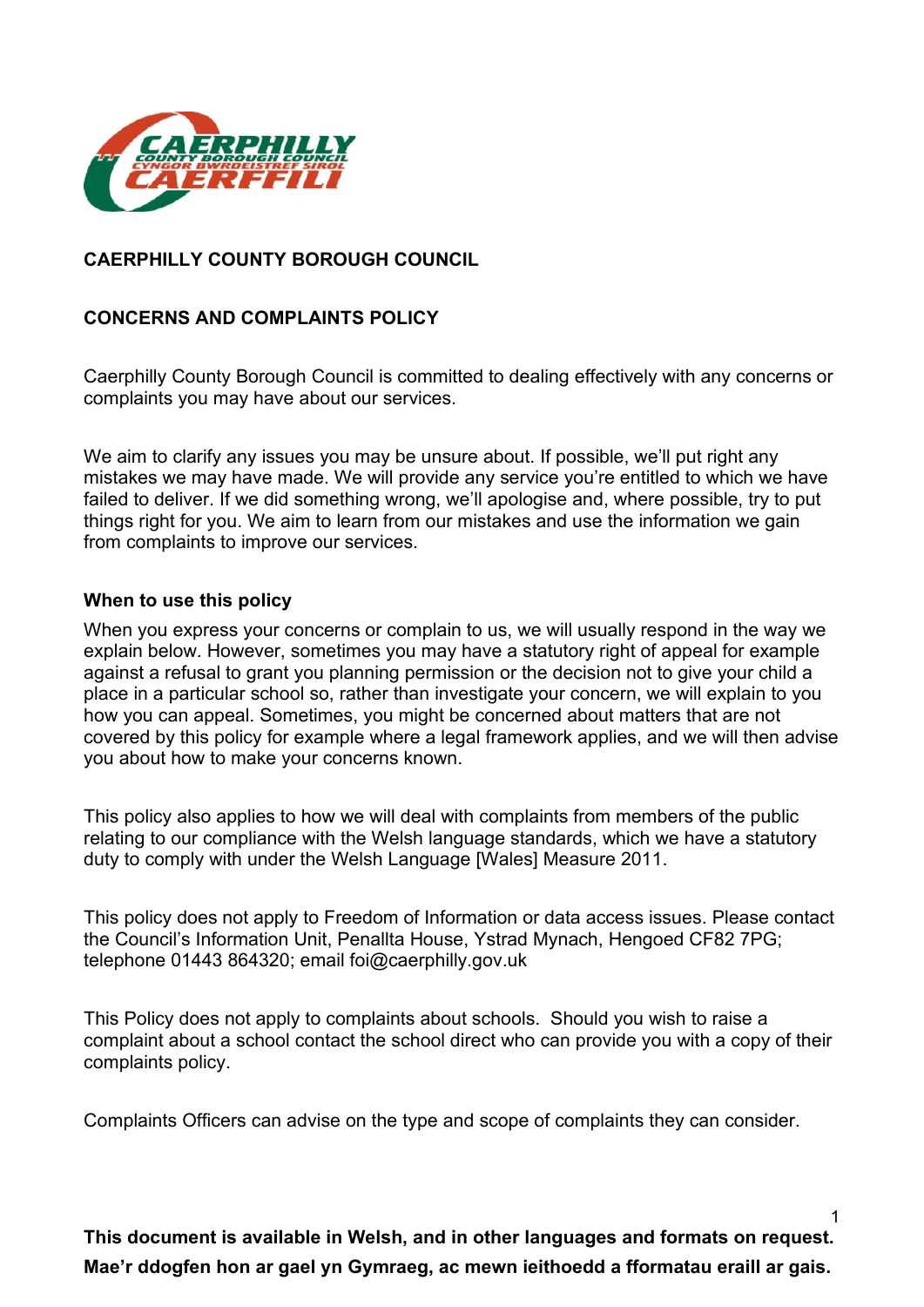# CAERPHILLY COUNTY BOROUGH COUNCIL

## CONCERNS AND COMPLAINTS POLICY

Caerphilly County Borough Council is committed to dealing effectively with any concerns or complaints you may have about our services.

We aim to clarify any issues you may be unsure about. If possible, we'll put right any mistakes we may have made. We will provide any service you're entitled to which we have failed to deliver. If we did something wrong, we'll apologise and, where possible, try to put things right for you. We aim to learn from our mistakes and use the information we gain from complaints to improve our services.

### When to use this policy

When you express your concerns or complain to us, we will usually respond in the way we explain below. However, sometimes you may have a statutory right of appeal for example against a refusal to grant you planning permission or the decision not to give your child a place in a particular school so, rather than investigate your concern, we will explain to you how you can appeal. Sometimes, you might be concerned about matters that are not covered by this policy for example where a legal framework applies, and we will then advise you about how to make your concerns known.

This policy also applies to how we will deal with complaints from members of the public relating to our compliance with the Welsh language standards, which we have a statutory duty to comply with under the Welsh Language [Wales] Measure 2011.

This policy does not apply to Freedom of Information or data access issues. Please contact the Council's Information Unit, Penallta House, Ystrad Mynach, Hengoed CF82 7PG; telephone 01443 864320; email foi@caerphilly.gov.uk

This Policy does not apply to complaints about schools. Should you wish to raise a complaint about a school contact the school direct who can provide you with a copy of their complaints policy.

Complaints Officers can advise on the type and scope of complaints they can consider.

**This document is available in Welsh, and in other languages and formats on request.**
**Mae'r ddogfen hon ar gael yn Gymraeg, ac mewn ieithoedd a fformatau eraill ar gais.**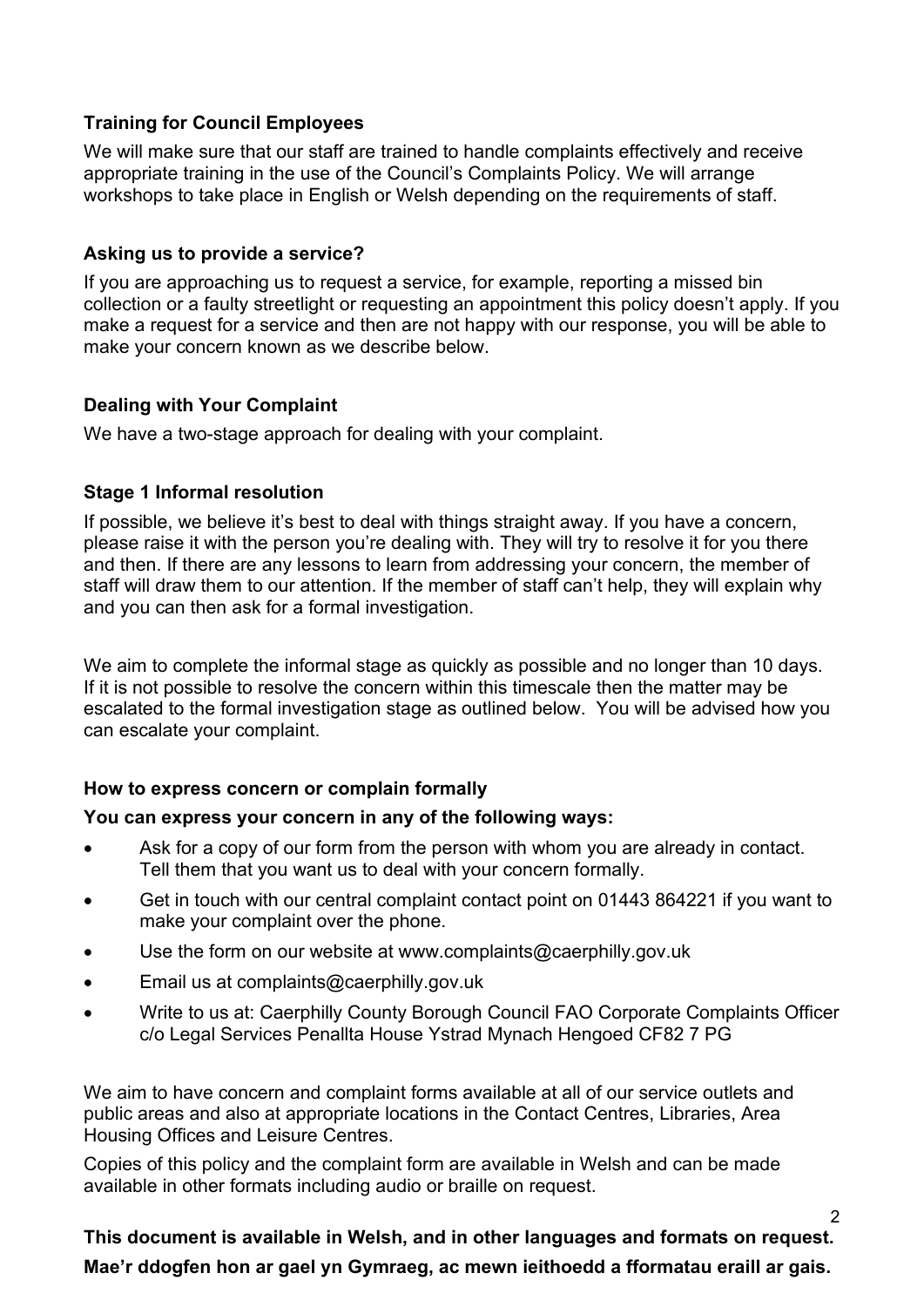### Training for Council Employees

We will make sure that our staff are trained to handle complaints effectively and receive appropriate training in the use of the Council's Complaints Policy. We will arrange workshops to take place in English or Welsh depending on the requirements of staff.

### Asking us to provide a service?

If you are approaching us to request a service, for example, reporting a missed bin collection or a faulty streetlight or requesting an appointment this policy doesn't apply. If you make a request for a service and then are not happy with our response, you will be able to make your concern known as we describe below.

### Dealing with Your Complaint

We have a two-stage approach for dealing with your complaint.

### Stage 1 Informal resolution

If possible, we believe it's best to deal with things straight away. If you have a concern, please raise it with the person you're dealing with. They will try to resolve it for you there and then. If there are any lessons to learn from addressing your concern, the member of staff will draw them to our attention. If the member of staff can't help, they will explain why and you can then ask for a formal investigation.

We aim to complete the informal stage as quickly as possible and no longer than 10 days. If it is not possible to resolve the concern within this timescale then the matter may be escalated to the formal investigation stage as outlined below. You will be advised how you can escalate your complaint.

### How to express concern or complain formally

**You can express your concern in any of the following ways:**

- Ask for a copy of our form from the person with whom you are already in contact. Tell them that you want us to deal with your concern formally.
- Get in touch with our central complaint contact point on 01443 864221 if you want to make your complaint over the phone.
- Use the form on our website at www.complaints@caerphilly.gov.uk
- Email us at complaints@caerphilly.gov.uk
- Write to us at: Caerphilly County Borough Council FAO Corporate Complaints Officer c/o Legal Services Penallta House Ystrad Mynach Hengoed CF82 7 PG

We aim to have concern and complaint forms available at all of our service outlets and public areas and also at appropriate locations in the Contact Centres, Libraries, Area Housing Offices and Leisure Centres.

Copies of this policy and the complaint form are available in Welsh and can be made available in other formats including audio or braille on request.

**This document is available in Welsh, and in other languages and formats on request.**

**Mae'r ddogfen hon ar gael yn Gymraeg, ac mewn ieithoedd a fformatau eraill ar gais.**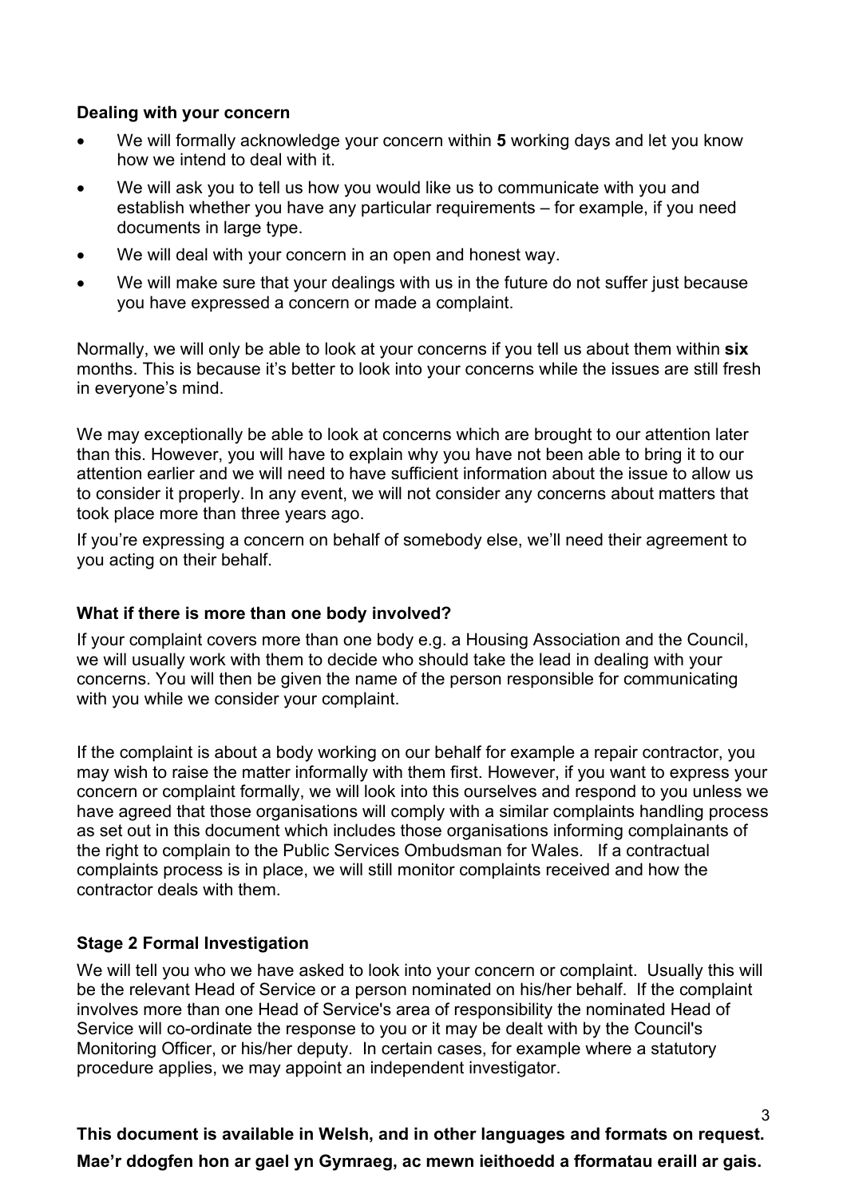### Dealing with your concern

- We will formally acknowledge your concern within **5** working days and let you know how we intend to deal with it.
- We will ask you to tell us how you would like us to communicate with you and establish whether you have any particular requirements – for example, if you need documents in large type.
- We will deal with your concern in an open and honest way.
- We will make sure that your dealings with us in the future do not suffer just because you have expressed a concern or made a complaint.

Normally, we will only be able to look at your concerns if you tell us about them within **six** months. This is because it's better to look into your concerns while the issues are still fresh in everyone's mind.

We may exceptionally be able to look at concerns which are brought to our attention later than this. However, you will have to explain why you have not been able to bring it to our attention earlier and we will need to have sufficient information about the issue to allow us to consider it properly. In any event, we will not consider any concerns about matters that took place more than three years ago.

If you're expressing a concern on behalf of somebody else, we'll need their agreement to you acting on their behalf.

### What if there is more than one body involved?

If your complaint covers more than one body e.g. a Housing Association and the Council, we will usually work with them to decide who should take the lead in dealing with your concerns. You will then be given the name of the person responsible for communicating with you while we consider your complaint.

If the complaint is about a body working on our behalf for example a repair contractor, you may wish to raise the matter informally with them first. However, if you want to express your concern or complaint formally, we will look into this ourselves and respond to you unless we have agreed that those organisations will comply with a similar complaints handling process as set out in this document which includes those organisations informing complainants of the right to complain to the Public Services Ombudsman for Wales. If a contractual complaints process is in place, we will still monitor complaints received and how the contractor deals with them.

### Stage 2 Formal Investigation

We will tell you who we have asked to look into your concern or complaint. Usually this will be the relevant Head of Service or a person nominated on his/her behalf. If the complaint involves more than one Head of Service's area of responsibility the nominated Head of Service will co-ordinate the response to you or it may be dealt with by the Council's Monitoring Officer, or his/her deputy. In certain cases, for example where a statutory procedure applies, we may appoint an independent investigator.

**This document is available in Welsh, and in other languages and formats on request.**

**Mae'r ddogfen hon ar gael yn Gymraeg, ac mewn ieithoedd a fformatau eraill ar gais.**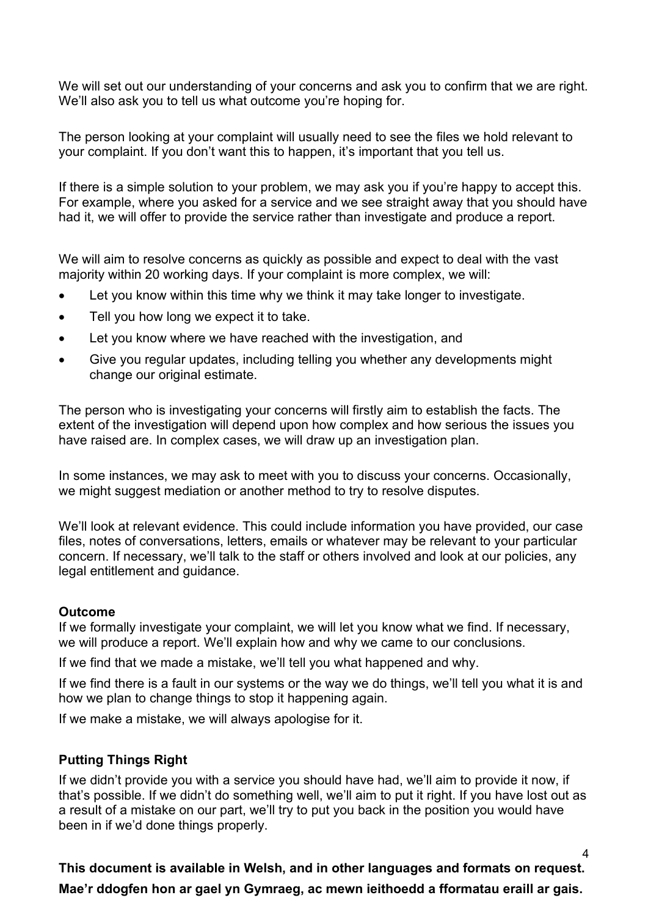We will set out our understanding of your concerns and ask you to confirm that we are right. We'll also ask you to tell us what outcome you're hoping for.

The person looking at your complaint will usually need to see the files we hold relevant to your complaint. If you don't want this to happen, it's important that you tell us.

If there is a simple solution to your problem, we may ask you if you're happy to accept this. For example, where you asked for a service and we see straight away that you should have had it, we will offer to provide the service rather than investigate and produce a report.

We will aim to resolve concerns as quickly as possible and expect to deal with the vast majority within 20 working days. If your complaint is more complex, we will:

- Let you know within this time why we think it may take longer to investigate.
- Tell you how long we expect it to take.
- Let you know where we have reached with the investigation, and
- Give you regular updates, including telling you whether any developments might change our original estimate.

The person who is investigating your concerns will firstly aim to establish the facts. The extent of the investigation will depend upon how complex and how serious the issues you have raised are. In complex cases, we will draw up an investigation plan.

In some instances, we may ask to meet with you to discuss your concerns. Occasionally, we might suggest mediation or another method to try to resolve disputes.

We'll look at relevant evidence. This could include information you have provided, our case files, notes of conversations, letters, emails or whatever may be relevant to your particular concern. If necessary, we'll talk to the staff or others involved and look at our policies, any legal entitlement and guidance.

**Outcome**

If we formally investigate your complaint, we will let you know what we find. If necessary, we will produce a report. We'll explain how and why we came to our conclusions.

If we find that we made a mistake, we'll tell you what happened and why.

If we find there is a fault in our systems or the way we do things, we'll tell you what it is and how we plan to change things to stop it happening again.

If we make a mistake, we will always apologise for it.

**Putting Things Right**

If we didn't provide you with a service you should have had, we'll aim to provide it now, if that's possible. If we didn't do something well, we'll aim to put it right. If you have lost out as a result of a mistake on our part, we'll try to put you back in the position you would have been in if we'd done things properly.

**This document is available in Welsh, and in other languages and formats on request.**

**Mae'r ddogfen hon ar gael yn Gymraeg, ac mewn ieithoedd a fformatau eraill ar gais.**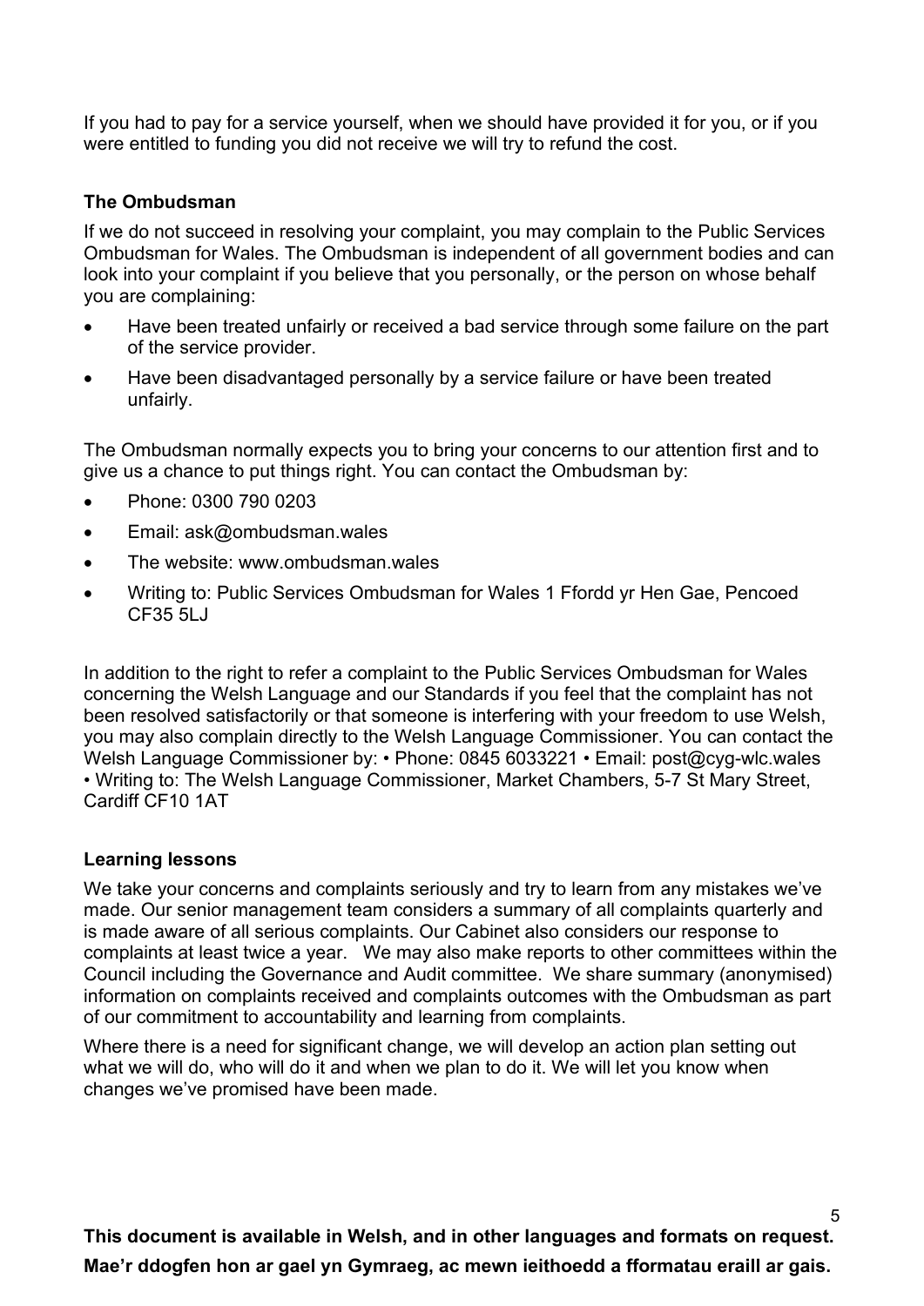If you had to pay for a service yourself, when we should have provided it for you, or if you were entitled to funding you did not receive we will try to refund the cost.

### The Ombudsman

If we do not succeed in resolving your complaint, you may complain to the Public Services Ombudsman for Wales. The Ombudsman is independent of all government bodies and can look into your complaint if you believe that you personally, or the person on whose behalf you are complaining:

- Have been treated unfairly or received a bad service through some failure on the part of the service provider.
- Have been disadvantaged personally by a service failure or have been treated unfairly.

The Ombudsman normally expects you to bring your concerns to our attention first and to give us a chance to put things right. You can contact the Ombudsman by:

- Phone: 0300 790 0203
- Email: ask@ombudsman.wales
- The website: www.ombudsman.wales
- Writing to: Public Services Ombudsman for Wales 1 Ffordd yr Hen Gae, Pencoed CF35 5LJ

In addition to the right to refer a complaint to the Public Services Ombudsman for Wales concerning the Welsh Language and our Standards if you feel that the complaint has not been resolved satisfactorily or that someone is interfering with your freedom to use Welsh, you may also complain directly to the Welsh Language Commissioner. You can contact the Welsh Language Commissioner by: • Phone: 0845 6033221 • Email: post@cyg-wlc.wales • Writing to: The Welsh Language Commissioner, Market Chambers, 5-7 St Mary Street, Cardiff CF10 1AT

### Learning lessons

We take your concerns and complaints seriously and try to learn from any mistakes we've made. Our senior management team considers a summary of all complaints quarterly and is made aware of all serious complaints. Our Cabinet also considers our response to complaints at least twice a year. We may also make reports to other committees within the Council including the Governance and Audit committee. We share summary (anonymised) information on complaints received and complaints outcomes with the Ombudsman as part of our commitment to accountability and learning from complaints.

Where there is a need for significant change, we will develop an action plan setting out what we will do, who will do it and when we plan to do it. We will let you know when changes we've promised have been made.

**This document is available in Welsh, and in other languages and formats on request.**

**Mae'r ddogfen hon ar gael yn Gymraeg, ac mewn ieithoedd a fformatau eraill ar gais.**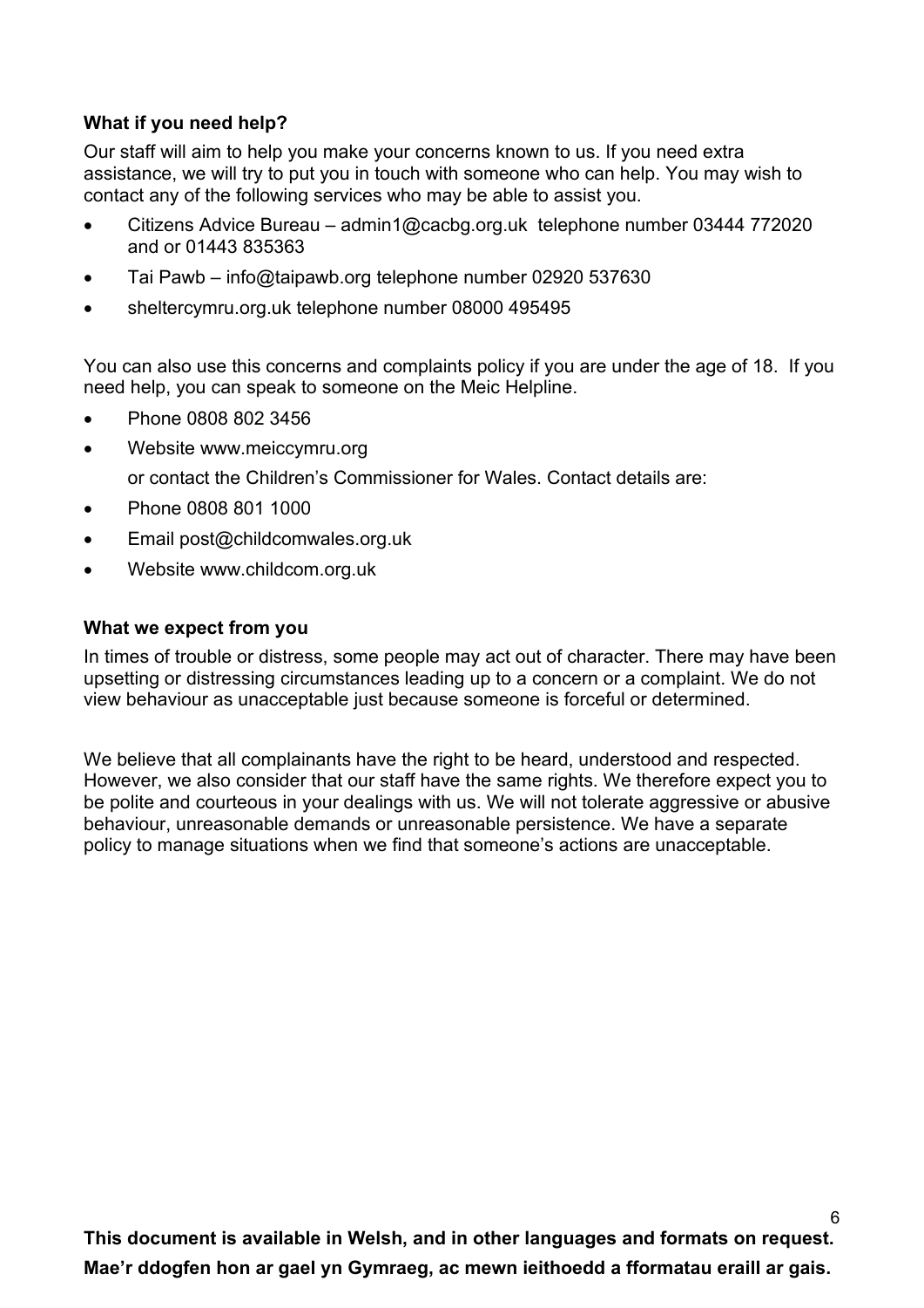### What if you need help?

Our staff will aim to help you make your concerns known to us. If you need extra assistance, we will try to put you in touch with someone who can help. You may wish to contact any of the following services who may be able to assist you.

- Citizens Advice Bureau – admin1@cacbg.org.uk telephone number 03444 772020 and or 01443 835363
- Tai Pawb – info@taipawb.org telephone number 02920 537630
- sheltercymru.org.uk telephone number 08000 495495

You can also use this concerns and complaints policy if you are under the age of 18. If you need help, you can speak to someone on the Meic Helpline.

- Phone 0808 802 3456
- Website www.meiccymru.org

  or contact the Children's Commissioner for Wales. Contact details are:

- Phone 0808 801 1000
- Email post@childcomwales.org.uk
- Website www.childcom.org.uk

### What we expect from you

In times of trouble or distress, some people may act out of character. There may have been upsetting or distressing circumstances leading up to a concern or a complaint. We do not view behaviour as unacceptable just because someone is forceful or determined.

We believe that all complainants have the right to be heard, understood and respected. However, we also consider that our staff have the same rights. We therefore expect you to be polite and courteous in your dealings with us. We will not tolerate aggressive or abusive behaviour, unreasonable demands or unreasonable persistence. We have a separate policy to manage situations when we find that someone's actions are unacceptable.

**This document is available in Welsh, and in other languages and formats on request.**

**Mae'r ddogfen hon ar gael yn Gymraeg, ac mewn ieithoedd a fformatau eraill ar gais.**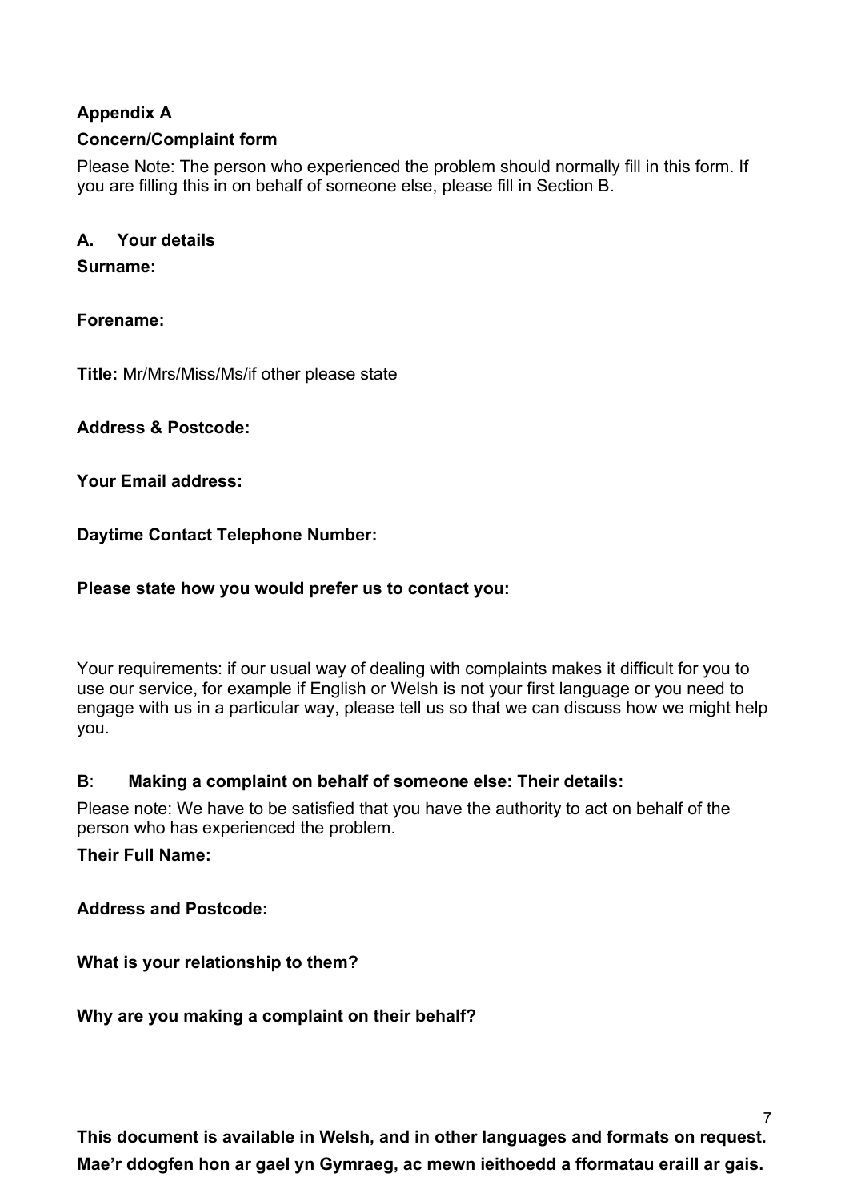**Appendix A**

**Concern/Complaint form**

Please Note: The person who experienced the problem should normally fill in this form. If you are filling this in on behalf of someone else, please fill in Section B.

### A. Your details

**Surname:**

**Forename:**

**Title:** Mr/Mrs/Miss/Ms/if other please state

**Address & Postcode:**

**Your Email address:**

**Daytime Contact Telephone Number:**

**Please state how you would prefer us to contact you:**

Your requirements: if our usual way of dealing with complaints makes it difficult for you to use our service, for example if English or Welsh is not your first language or you need to engage with us in a particular way, please tell us so that we can discuss how we might help you.

### B: Making a complaint on behalf of someone else: Their details:

Please note: We have to be satisfied that you have the authority to act on behalf of the person who has experienced the problem.

**Their Full Name:**

**Address and Postcode:**

**What is your relationship to them?**

**Why are you making a complaint on their behalf?**

**This document is available in Welsh, and in other languages and formats on request.**

**Mae'r ddogfen hon ar gael yn Gymraeg, ac mewn ieithoedd a fformatau eraill ar gais.**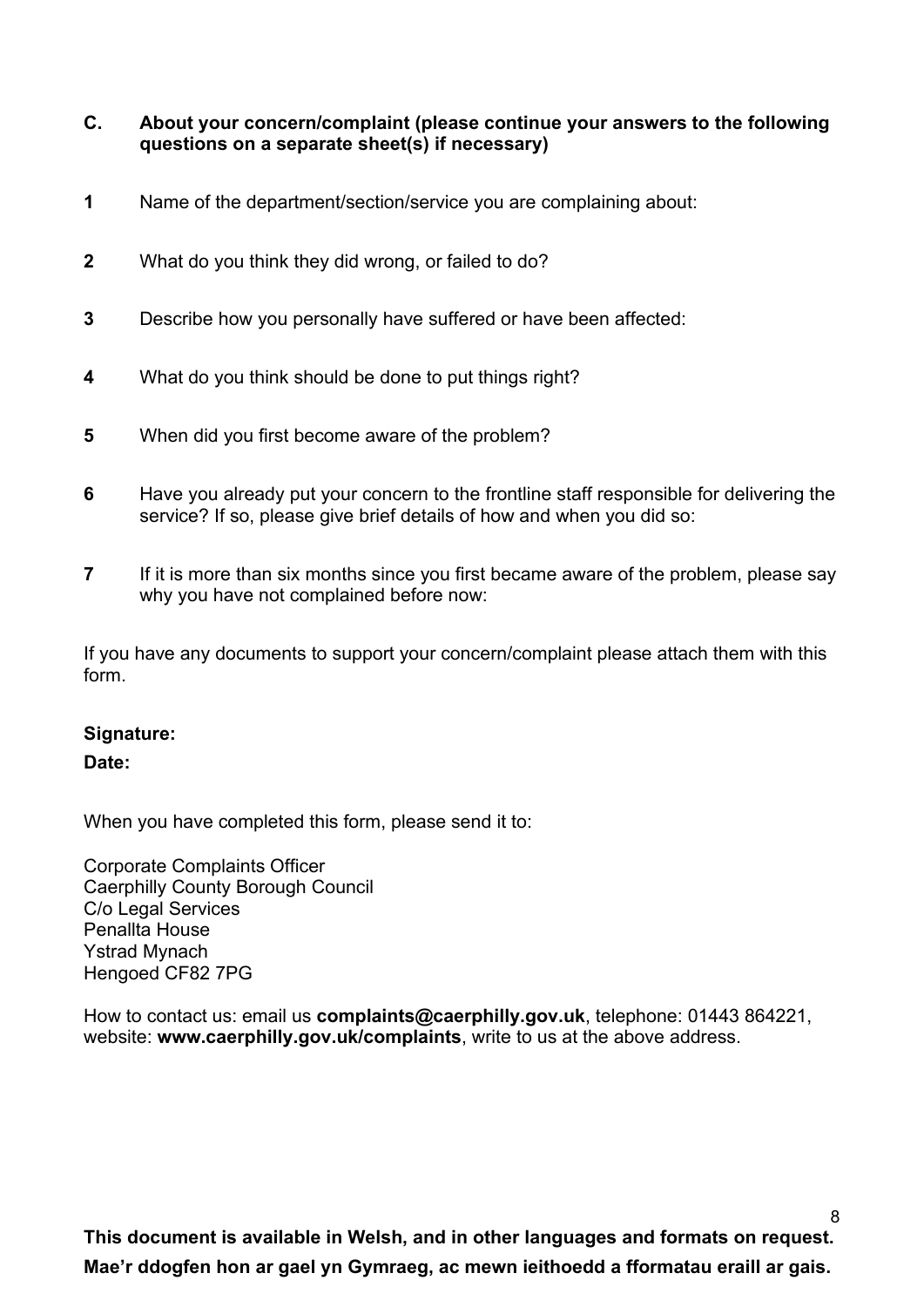## C. About your concern/complaint (please continue your answers to the following questions on a separate sheet(s) if necessary)

**1** Name of the department/section/service you are complaining about:

**2** What do you think they did wrong, or failed to do?

**3** Describe how you personally have suffered or have been affected:

**4** What do you think should be done to put things right?

**5** When did you first become aware of the problem?

**6** Have you already put your concern to the frontline staff responsible for delivering the service? If so, please give brief details of how and when you did so:

**7** If it is more than six months since you first became aware of the problem, please say why you have not complained before now:

If you have any documents to support your concern/complaint please attach them with this form.

**Signature:**

**Date:**

When you have completed this form, please send it to:

Corporate Complaints Officer
Caerphilly County Borough Council
C/o Legal Services
Penallta House
Ystrad Mynach
Hengoed CF82 7PG

How to contact us: email us **complaints@caerphilly.gov.uk**, telephone: 01443 864221, website: **www.caerphilly.gov.uk/complaints**, write to us at the above address.

**This document is available in Welsh, and in other languages and formats on request.**

**Mae'r ddogfen hon ar gael yn Gymraeg, ac mewn ieithoedd a fformatau eraill ar gais.**